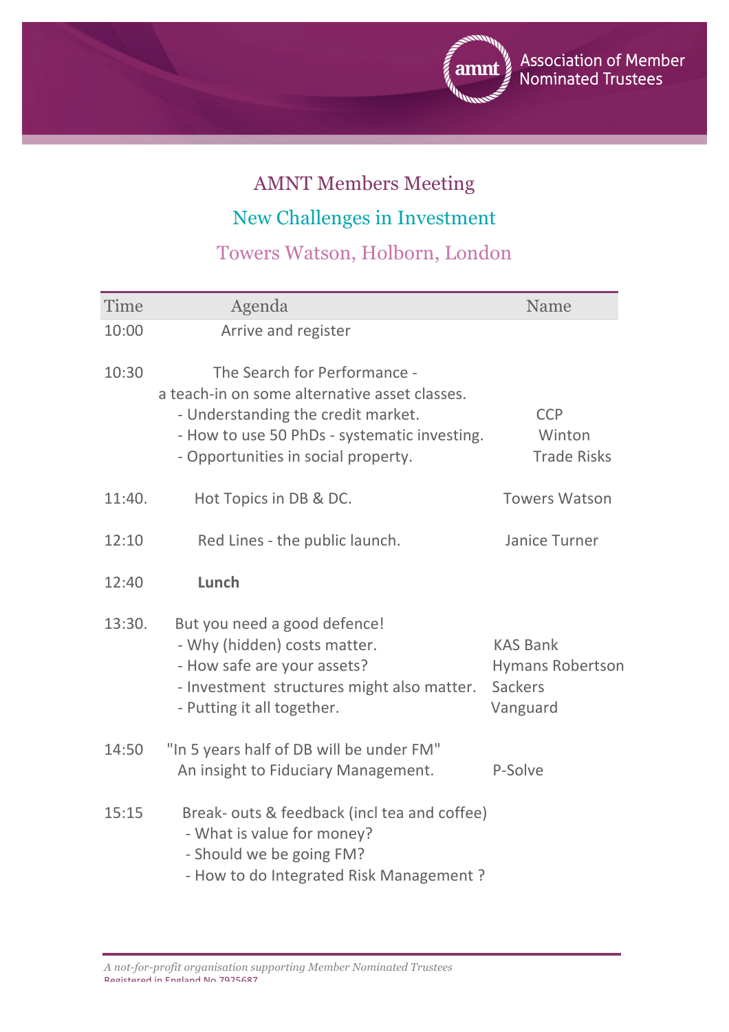Association of Member Nominated Trustees

# AMNT Members Meeting

## New Challenges in Investment

## Towers Watson, Holborn, London

| Time | Agenda | Name |
|---|---|---|
| 10:00 | Arrive and register | |
| 10:30 | The Search for Performance - a teach-in on some alternative asset classes. | |
| | - Understanding the credit market. | CCP |
| | - How to use 50 PhDs - systematic investing. | Winton |
| | - Opportunities in social property. | Trade Risks |
| 11:40. | Hot Topics in DB & DC. | Towers Watson |
| 12:10 | Red Lines - the public launch. | Janice Turner |
| 12:40 | **Lunch** | |
| 13:30. | But you need a good defence! | |
| | - Why (hidden) costs matter. | KAS Bank |
| | - How safe are your assets? | Hymans Robertson |
| | - Investment structures might also matter. | Sackers |
| | - Putting it all together. | Vanguard |
| 14:50 | "In 5 years half of DB will be under FM" An insight to Fiduciary Management. | P-Solve |
| 15:15 | Break- outs & feedback (incl tea and coffee) | |
| | - What is value for money? | |
| | - Should we be going FM? | |
| | - How to do Integrated Risk Management ? | |

*A not-for-profit organisation supporting Member Nominated Trustees*

Registered in England No 7925687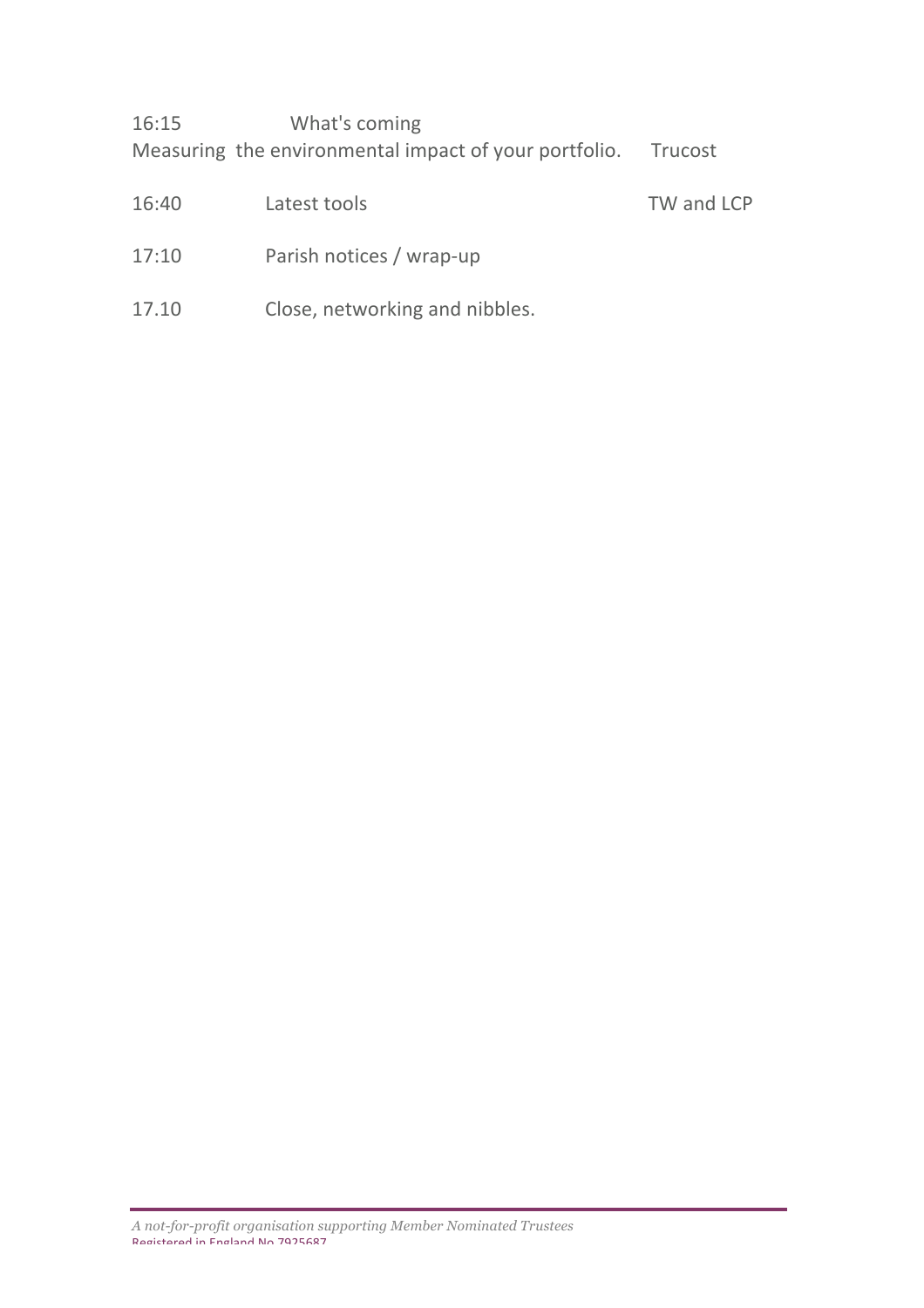| | | |
|---|---|---|
| 16:15 | What's coming<br>Measuring the environmental impact of your portfolio. | Trucost |
| 16:40 | Latest tools | TW and LCP |
| 17:10 | Parish notices / wrap-up | |
| 17.10 | Close, networking and nibbles. | |